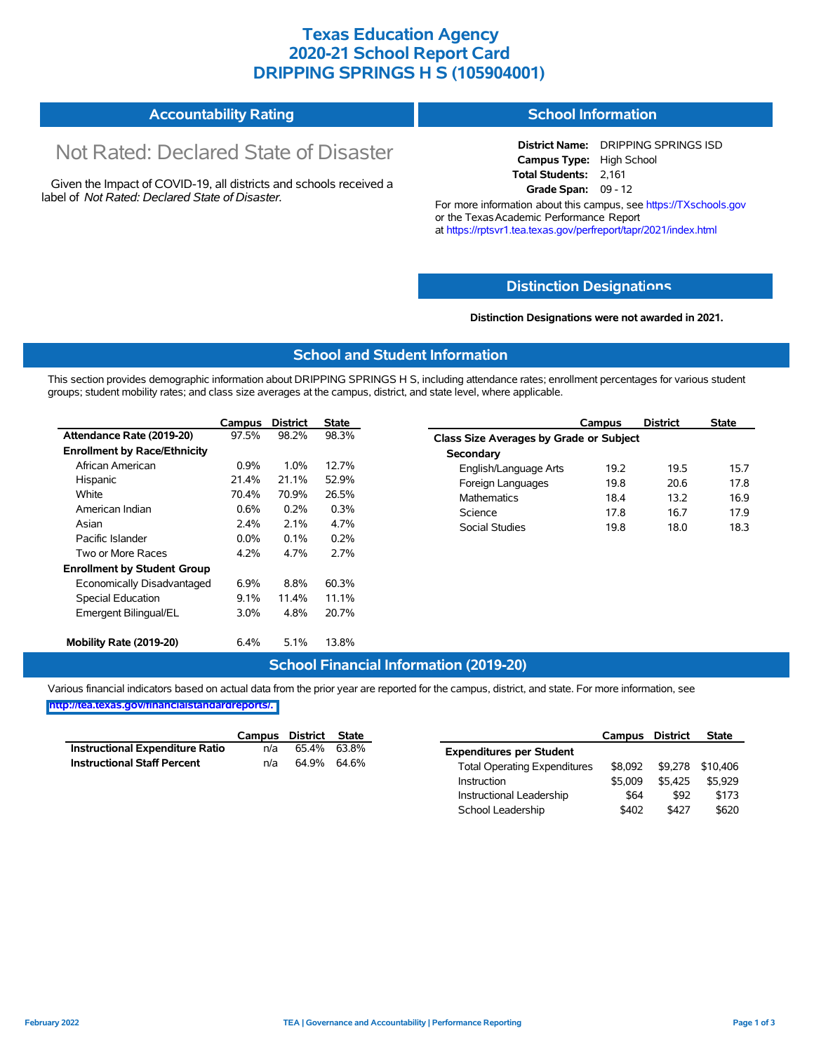# Texas Education Agency
# 2020-21 School Report Card
# DRIPPING SPRINGS H S (105904001)

## Accountability Rating

Not Rated: Declared State of Disaster

Given the Impact of COVID-19, all districts and schools received a label of *Not Rated: Declared State of Disaster*.

## School Information

**District Name:** DRIPPING SPRINGS ISD
**Campus Type:** High School
**Total Students:** 2,161
**Grade Span:** 09 - 12

For more information about this campus, see https://TXschools.gov or the Texas Academic Performance Report at https://rptsvr1.tea.texas.gov/perfreport/tapr/2021/index.html

## Distinction Designations

**Distinction Designations were not awarded in 2021.**

## School and Student Information

This section provides demographic information about DRIPPING SPRINGS H S, including attendance rates; enrollment percentages for various student groups; student mobility rates; and class size averages at the campus, district, and state level, where applicable.

| | Campus | District | State |
|---|---|---|---|
| **Attendance Rate (2019-20)** | 97.5% | 98.2% | 98.3% |
| **Enrollment by Race/Ethnicity** | | | |
| African American | 0.9% | 1.0% | 12.7% |
| Hispanic | 21.4% | 21.1% | 52.9% |
| White | 70.4% | 70.9% | 26.5% |
| American Indian | 0.6% | 0.2% | 0.3% |
| Asian | 2.4% | 2.1% | 4.7% |
| Pacific Islander | 0.0% | 0.1% | 0.2% |
| Two or More Races | 4.2% | 4.7% | 2.7% |
| **Enrollment by Student Group** | | | |
| Economically Disadvantaged | 6.9% | 8.8% | 60.3% |
| Special Education | 9.1% | 11.4% | 11.1% |
| Emergent Bilingual/EL | 3.0% | 4.8% | 20.7% |
| **Mobility Rate (2019-20)** | 6.4% | 5.1% | 13.8% |

| | Campus | District | State |
|---|---|---|---|
| **Class Size Averages by Grade or Subject** | | | |
| **Secondary** | | | |
| English/Language Arts | 19.2 | 19.5 | 15.7 |
| Foreign Languages | 19.8 | 20.6 | 17.8 |
| Mathematics | 18.4 | 13.2 | 16.9 |
| Science | 17.8 | 16.7 | 17.9 |
| Social Studies | 19.8 | 18.0 | 18.3 |

## School Financial Information (2019-20)

Various financial indicators based on actual data from the prior year are reported for the campus, district, and state. For more information, see http://tea.texas.gov/financialstandardreports/.

| | Campus | District | State |
|---|---|---|---|
| **Instructional Expenditure Ratio** | n/a | 65.4% | 63.8% |
| **Instructional Staff Percent** | n/a | 64.9% | 64.6% |

| | Campus | District | State |
|---|---|---|---|
| **Expenditures per Student** | | | |
| Total Operating Expenditures | $8,092 | $9,278 | $10,406 |
| Instruction | $5,009 | $5,425 | $5,929 |
| Instructional Leadership | $64 | $92 | $173 |
| School Leadership | $402 | $427 | $620 |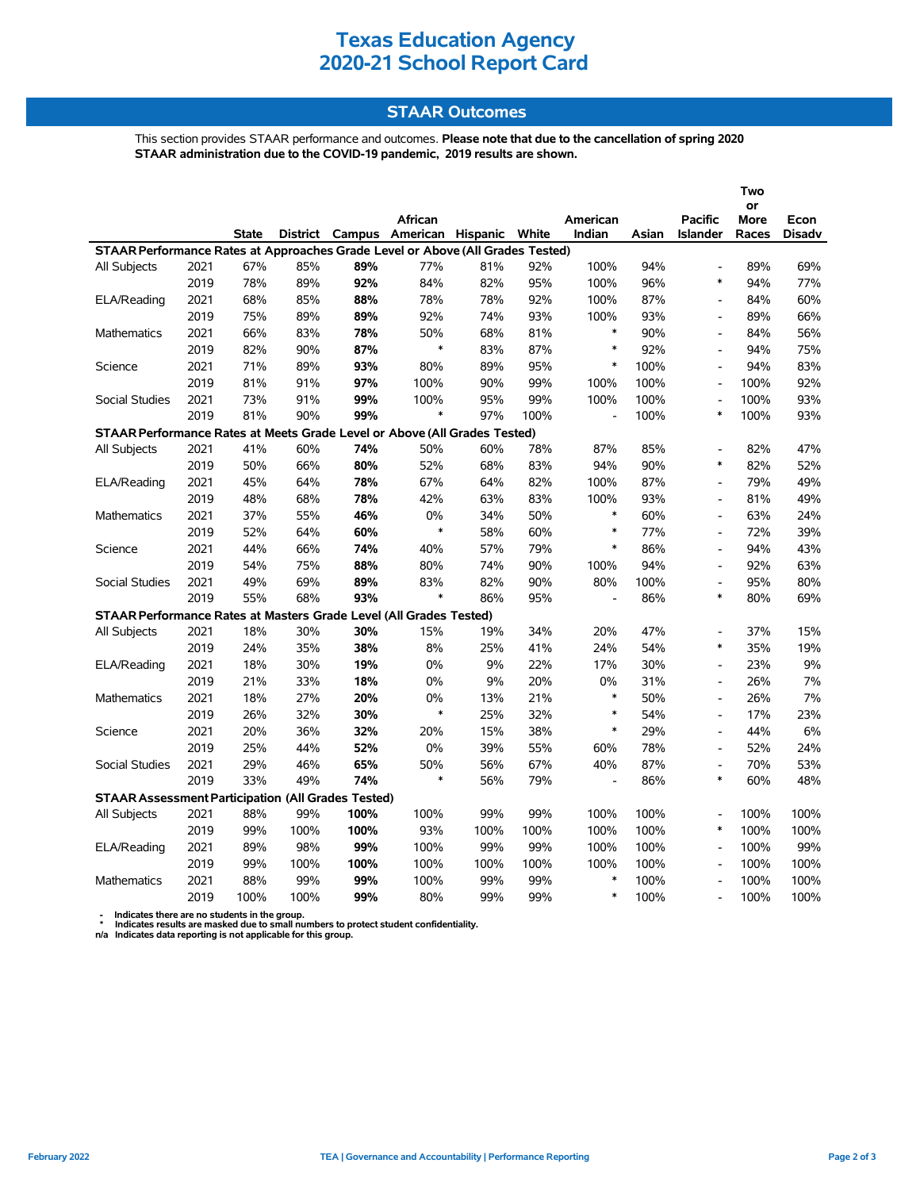# Texas Education Agency
# 2020-21 School Report Card

## STAAR Outcomes

This section provides STAAR performance and outcomes. **Please note that due to the cancellation of spring 2020 STAAR administration due to the COVID-19 pandemic, 2019 results are shown.**

| | | State | District | Campus | African American | Hispanic | White | American Indian | Asian | Pacific Islander | Two or More Races | Econ Disadv |
|---|---|---|---|---|---|---|---|---|---|---|---|---|
| **STAAR Performance Rates at Approaches Grade Level or Above (All Grades Tested)** | | | | | | | | | | | | |
| All Subjects | 2021 | 67% | 85% | **89%** | 77% | 81% | 92% | 100% | 94% | - | 89% | 69% |
| | 2019 | 78% | 89% | **92%** | 84% | 82% | 95% | 100% | 96% | * | 94% | 77% |
| ELA/Reading | 2021 | 68% | 85% | **88%** | 78% | 78% | 92% | 100% | 87% | - | 84% | 60% |
| | 2019 | 75% | 89% | **89%** | 92% | 74% | 93% | 100% | 93% | - | 89% | 66% |
| Mathematics | 2021 | 66% | 83% | **78%** | 50% | 68% | 81% | * | 90% | - | 84% | 56% |
| | 2019 | 82% | 90% | **87%** | * | 83% | 87% | * | 92% | - | 94% | 75% |
| Science | 2021 | 71% | 89% | **93%** | 80% | 89% | 95% | * | 100% | - | 94% | 83% |
| | 2019 | 81% | 91% | **97%** | 100% | 90% | 99% | 100% | 100% | - | 100% | 92% |
| Social Studies | 2021 | 73% | 91% | **99%** | 100% | 95% | 99% | 100% | 100% | - | 100% | 93% |
| | 2019 | 81% | 90% | **99%** | * | 97% | 100% | - | 100% | * | 100% | 93% |
| **STAAR Performance Rates at Meets Grade Level or Above (All Grades Tested)** | | | | | | | | | | | | |
| All Subjects | 2021 | 41% | 60% | **74%** | 50% | 60% | 78% | 87% | 85% | - | 82% | 47% |
| | 2019 | 50% | 66% | **80%** | 52% | 68% | 83% | 94% | 90% | * | 82% | 52% |
| ELA/Reading | 2021 | 45% | 64% | **78%** | 67% | 64% | 82% | 100% | 87% | - | 79% | 49% |
| | 2019 | 48% | 68% | **78%** | 42% | 63% | 83% | 100% | 93% | - | 81% | 49% |
| Mathematics | 2021 | 37% | 55% | **46%** | 0% | 34% | 50% | * | 60% | - | 63% | 24% |
| | 2019 | 52% | 64% | **60%** | * | 58% | 60% | * | 77% | - | 72% | 39% |
| Science | 2021 | 44% | 66% | **74%** | 40% | 57% | 79% | * | 86% | - | 94% | 43% |
| | 2019 | 54% | 75% | **88%** | 80% | 74% | 90% | 100% | 94% | - | 92% | 63% |
| Social Studies | 2021 | 49% | 69% | **89%** | 83% | 82% | 90% | 80% | 100% | - | 95% | 80% |
| | 2019 | 55% | 68% | **93%** | * | 86% | 95% | - | 86% | * | 80% | 69% |
| **STAAR Performance Rates at Masters Grade Level (All Grades Tested)** | | | | | | | | | | | | |
| All Subjects | 2021 | 18% | 30% | **30%** | 15% | 19% | 34% | 20% | 47% | - | 37% | 15% |
| | 2019 | 24% | 35% | **38%** | 8% | 25% | 41% | 24% | 54% | * | 35% | 19% |
| ELA/Reading | 2021 | 18% | 30% | **19%** | 0% | 9% | 22% | 17% | 30% | - | 23% | 9% |
| | 2019 | 21% | 33% | **18%** | 0% | 9% | 20% | 0% | 31% | - | 26% | 7% |
| Mathematics | 2021 | 18% | 27% | **20%** | 0% | 13% | 21% | * | 50% | - | 26% | 7% |
| | 2019 | 26% | 32% | **30%** | * | 25% | 32% | * | 54% | - | 17% | 23% |
| Science | 2021 | 20% | 36% | **32%** | 20% | 15% | 38% | * | 29% | - | 44% | 6% |
| | 2019 | 25% | 44% | **52%** | 0% | 39% | 55% | 60% | 78% | - | 52% | 24% |
| Social Studies | 2021 | 29% | 46% | **65%** | 50% | 56% | 67% | 40% | 87% | - | 70% | 53% |
| | 2019 | 33% | 49% | **74%** | * | 56% | 79% | - | 86% | * | 60% | 48% |
| **STAAR Assessment Participation (All Grades Tested)** | | | | | | | | | | | | |
| All Subjects | 2021 | 88% | 99% | **100%** | 100% | 99% | 99% | 100% | 100% | - | 100% | 100% |
| | 2019 | 99% | 100% | **100%** | 93% | 100% | 100% | 100% | 100% | * | 100% | 100% |
| ELA/Reading | 2021 | 89% | 98% | **99%** | 100% | 99% | 99% | 100% | 100% | - | 100% | 99% |
| | 2019 | 99% | 100% | **100%** | 100% | 100% | 100% | 100% | 100% | - | 100% | 100% |
| Mathematics | 2021 | 88% | 99% | **99%** | 100% | 99% | 99% | * | 100% | - | 100% | 100% |
| | 2019 | 100% | 100% | **99%** | 80% | 99% | 99% | * | 100% | - | 100% | 100% |

- Indicates there are no students in the group.
\* Indicates results are masked due to small numbers to protect student confidentiality.
n/a Indicates data reporting is not applicable for this group.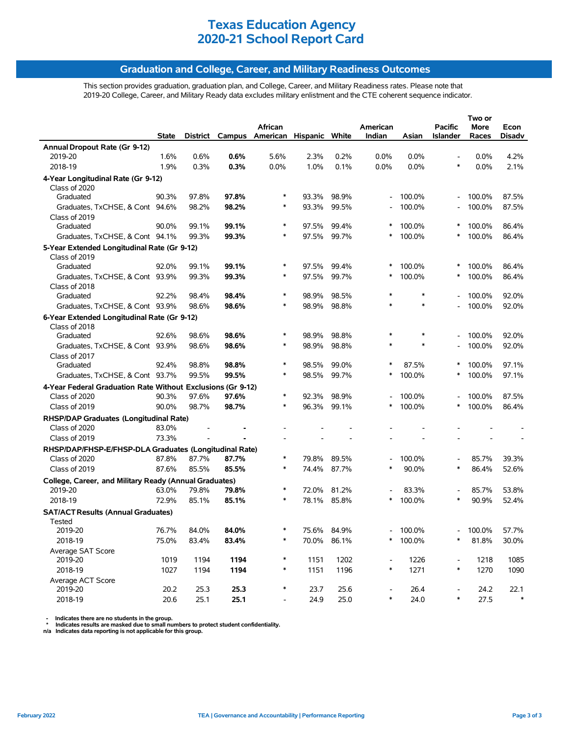# Texas Education Agency
# 2020-21 School Report Card

## Graduation and College, Career, and Military Readiness Outcomes

This section provides graduation, graduation plan, and College, Career, and Military Readiness rates. Please note that 2019-20 College, Career, and Military Ready data excludes military enlistment and the CTE coherent sequence indicator.

| | State | District | Campus | African American | Hispanic | White | American Indian | Asian | Pacific Islander | Two or More Races | Econ Disadv |
|---|---|---|---|---|---|---|---|---|---|---|---|
| **Annual Dropout Rate (Gr 9-12)** | | | | | | | | | | | |
| 2019-20 | 1.6% | 0.6% | **0.6%** | 5.6% | 2.3% | 0.2% | 0.0% | 0.0% | - | 0.0% | 4.2% |
| 2018-19 | 1.9% | 0.3% | **0.3%** | 0.0% | 1.0% | 0.1% | 0.0% | 0.0% | * | 0.0% | 2.1% |
| **4-Year Longitudinal Rate (Gr 9-12)** | | | | | | | | | | | |
| Class of 2020 | | | | | | | | | | | |
| Graduated | 90.3% | 97.8% | **97.8%** | * | 93.3% | 98.9% | - | 100.0% | - | 100.0% | 87.5% |
| Graduates, TxCHSE, & Cont | 94.6% | 98.2% | **98.2%** | * | 93.3% | 99.5% | - | 100.0% | - | 100.0% | 87.5% |
| Class of 2019 | | | | | | | | | | | |
| Graduated | 90.0% | 99.1% | **99.1%** | * | 97.5% | 99.4% | * | 100.0% | * | 100.0% | 86.4% |
| Graduates, TxCHSE, & Cont | 94.1% | 99.3% | **99.3%** | * | 97.5% | 99.7% | * | 100.0% | * | 100.0% | 86.4% |
| **5-Year Extended Longitudinal Rate (Gr 9-12)** | | | | | | | | | | | |
| Class of 2019 | | | | | | | | | | | |
| Graduated | 92.0% | 99.1% | **99.1%** | * | 97.5% | 99.4% | * | 100.0% | * | 100.0% | 86.4% |
| Graduates, TxCHSE, & Cont | 93.9% | 99.3% | **99.3%** | * | 97.5% | 99.7% | * | 100.0% | * | 100.0% | 86.4% |
| Class of 2018 | | | | | | | | | | | |
| Graduated | 92.2% | 98.4% | **98.4%** | * | 98.9% | 98.5% | * | * | - | 100.0% | 92.0% |
| Graduates, TxCHSE, & Cont | 93.9% | 98.6% | **98.6%** | * | 98.9% | 98.8% | * | * | - | 100.0% | 92.0% |
| **6-Year Extended Longitudinal Rate (Gr 9-12)** | | | | | | | | | | | |
| Class of 2018 | | | | | | | | | | | |
| Graduated | 92.6% | 98.6% | **98.6%** | * | 98.9% | 98.8% | * | * | - | 100.0% | 92.0% |
| Graduates, TxCHSE, & Cont | 93.9% | 98.6% | **98.6%** | * | 98.9% | 98.8% | * | * | - | 100.0% | 92.0% |
| Class of 2017 | | | | | | | | | | | |
| Graduated | 92.4% | 98.8% | **98.8%** | * | 98.5% | 99.0% | * | 87.5% | * | 100.0% | 97.1% |
| Graduates, TxCHSE, & Cont | 93.7% | 99.5% | **99.5%** | * | 98.5% | 99.7% | * | 100.0% | * | 100.0% | 97.1% |
| **4-Year Federal Graduation Rate Without Exclusions (Gr 9-12)** | | | | | | | | | | | |
| Class of 2020 | 90.3% | 97.6% | **97.6%** | * | 92.3% | 98.9% | - | 100.0% | - | 100.0% | 87.5% |
| Class of 2019 | 90.0% | 98.7% | **98.7%** | * | 96.3% | 99.1% | * | 100.0% | * | 100.0% | 86.4% |
| **RHSP/DAP Graduates (Longitudinal Rate)** | | | | | | | | | | | |
| Class of 2020 | 83.0% | - | **-** | - | - | - | - | - | - | - | - |
| Class of 2019 | 73.3% | - | **-** | - | - | - | - | - | - | - | - |
| **RHSP/DAP/FHSP-E/FHSP-DLA Graduates (Longitudinal Rate)** | | | | | | | | | | | |
| Class of 2020 | 87.8% | 87.7% | **87.7%** | * | 79.8% | 89.5% | - | 100.0% | - | 85.7% | 39.3% |
| Class of 2019 | 87.6% | 85.5% | **85.5%** | * | 74.4% | 87.7% | * | 90.0% | * | 86.4% | 52.6% |
| **College, Career, and Military Ready (Annual Graduates)** | | | | | | | | | | | |
| 2019-20 | 63.0% | 79.8% | **79.8%** | * | 72.0% | 81.2% | - | 83.3% | - | 85.7% | 53.8% |
| 2018-19 | 72.9% | 85.1% | **85.1%** | * | 78.1% | 85.8% | * | 100.0% | * | 90.9% | 52.4% |
| **SAT/ACT Results (Annual Graduates)** | | | | | | | | | | | |
| Tested | | | | | | | | | | | |
| 2019-20 | 76.7% | 84.0% | **84.0%** | * | 75.6% | 84.9% | - | 100.0% | - | 100.0% | 57.7% |
| 2018-19 | 75.0% | 83.4% | **83.4%** | * | 70.0% | 86.1% | * | 100.0% | * | 81.8% | 30.0% |
| Average SAT Score | | | | | | | | | | | |
| 2019-20 | 1019 | 1194 | **1194** | * | 1151 | 1202 | - | 1226 | - | 1218 | 1085 |
| 2018-19 | 1027 | 1194 | **1194** | * | 1151 | 1196 | * | 1271 | * | 1270 | 1090 |
| Average ACT Score | | | | | | | | | | | |
| 2019-20 | 20.2 | 25.3 | **25.3** | * | 23.7 | 25.6 | - | 26.4 | - | 24.2 | 22.1 |
| 2018-19 | 20.6 | 25.1 | **25.1** | - | 24.9 | 25.0 | * | 24.0 | * | 27.5 | * |

**-** Indicates there are no students in the group.
**\*** Indicates results are masked due to small numbers to protect student confidentiality.
**n/a** Indicates data reporting is not applicable for this group.